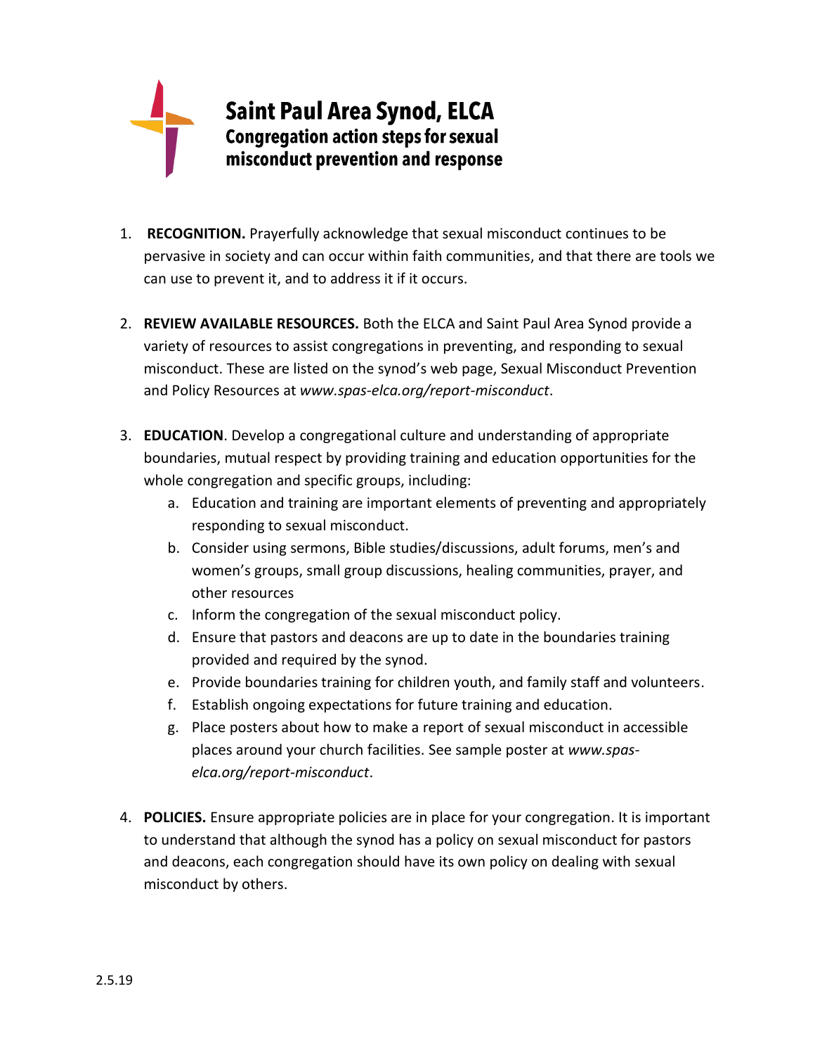# Saint Paul Area Synod, ELCA

## Congregation action steps for sexual misconduct prevention and response

1. **RECOGNITION.** Prayerfully acknowledge that sexual misconduct continues to be pervasive in society and can occur within faith communities, and that there are tools we can use to prevent it, and to address it if it occurs.

2. **REVIEW AVAILABLE RESOURCES.** Both the ELCA and Saint Paul Area Synod provide a variety of resources to assist congregations in preventing, and responding to sexual misconduct. These are listed on the synod's web page, Sexual Misconduct Prevention and Policy Resources at *www.spas-elca.org/report-misconduct*.

3. **EDUCATION**. Develop a congregational culture and understanding of appropriate boundaries, mutual respect by providing training and education opportunities for the whole congregation and specific groups, including:
   a. Education and training are important elements of preventing and appropriately responding to sexual misconduct.
   b. Consider using sermons, Bible studies/discussions, adult forums, men's and women's groups, small group discussions, healing communities, prayer, and other resources
   c. Inform the congregation of the sexual misconduct policy.
   d. Ensure that pastors and deacons are up to date in the boundaries training provided and required by the synod.
   e. Provide boundaries training for children youth, and family staff and volunteers.
   f. Establish ongoing expectations for future training and education.
   g. Place posters about how to make a report of sexual misconduct in accessible places around your church facilities. See sample poster at *www.spas-elca.org/report-misconduct*.

4. **POLICIES.** Ensure appropriate policies are in place for your congregation. It is important to understand that although the synod has a policy on sexual misconduct for pastors and deacons, each congregation should have its own policy on dealing with sexual misconduct by others.

2.5.19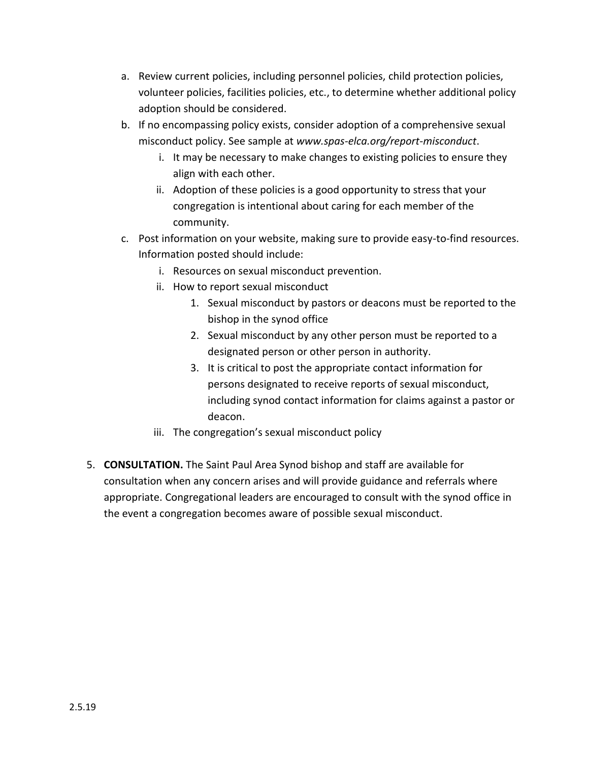a. Review current policies, including personnel policies, child protection policies, volunteer policies, facilities policies, etc., to determine whether additional policy adoption should be considered.
   b. If no encompassing policy exists, consider adoption of a comprehensive sexual misconduct policy. See sample at *www.spas-elca.org/report-misconduct*.
      i. It may be necessary to make changes to existing policies to ensure they align with each other.
      ii. Adoption of these policies is a good opportunity to stress that your congregation is intentional about caring for each member of the community.
   c. Post information on your website, making sure to provide easy-to-find resources. Information posted should include:
      i. Resources on sexual misconduct prevention.
      ii. How to report sexual misconduct
         1. Sexual misconduct by pastors or deacons must be reported to the bishop in the synod office
         2. Sexual misconduct by any other person must be reported to a designated person or other person in authority.
         3. It is critical to post the appropriate contact information for persons designated to receive reports of sexual misconduct, including synod contact information for claims against a pastor or deacon.
      iii. The congregation's sexual misconduct policy

5. **CONSULTATION.** The Saint Paul Area Synod bishop and staff are available for consultation when any concern arises and will provide guidance and referrals where appropriate. Congregational leaders are encouraged to consult with the synod office in the event a congregation becomes aware of possible sexual misconduct.

2.5.19